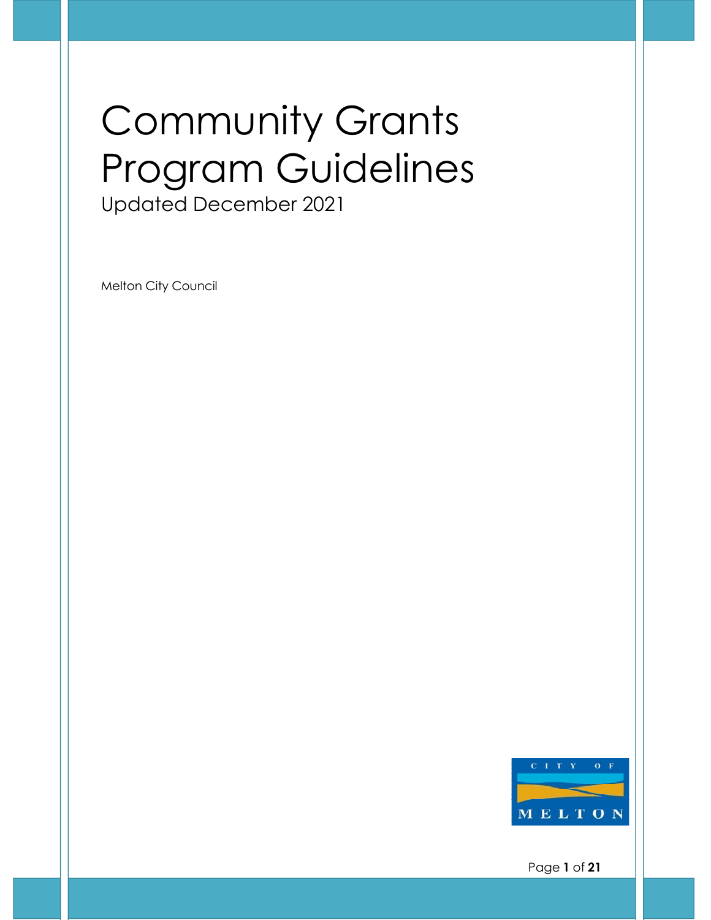# Community Grants Program Guidelines

Updated December 2021

Melton City Council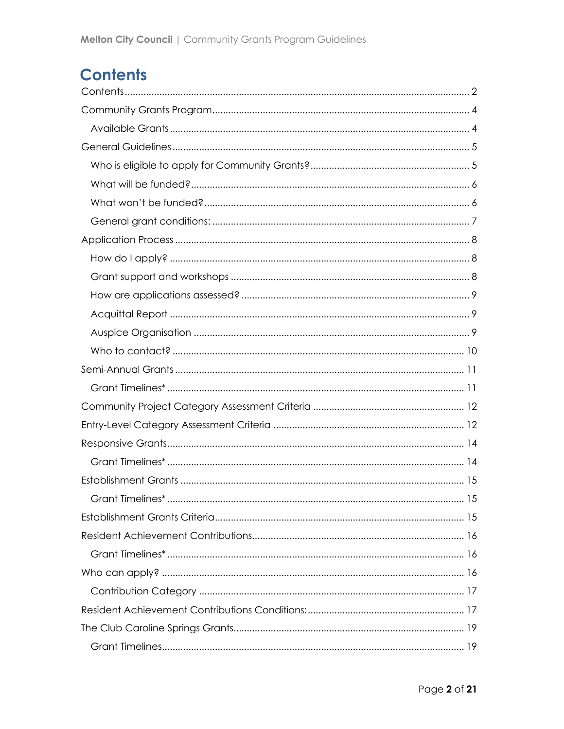# Contents

Contents ........ 2

Community Grants Program ........ 4

- Available Grants ........ 4

General Guidelines ........ 5

- Who is eligible to apply for Community Grants? ........ 5
- What will be funded? ........ 6
- What won't be funded? ........ 6
- General grant conditions: ........ 7

Application Process ........ 8

- How do I apply? ........ 8
- Grant support and workshops ........ 8
- How are applications assessed? ........ 9
- Acquittal Report ........ 9
- Auspice Organisation ........ 9
- Who to contact? ........ 10

Semi-Annual Grants ........ 11

- Grant Timelines* ........ 11

Community Project Category Assessment Criteria ........ 12

Entry-Level Category Assessment Criteria ........ 12

Responsive Grants ........ 14

- Grant Timelines* ........ 14

Establishment Grants ........ 15

- Grant Timelines* ........ 15

Establishment Grants Criteria ........ 15

Resident Achievement Contributions ........ 16

- Grant Timelines* ........ 16

Who can apply? ........ 16

- Contribution Category ........ 17

Resident Achievement Contributions Conditions: ........ 17

The Club Caroline Springs Grants ........ 19

- Grant Timelines ........ 19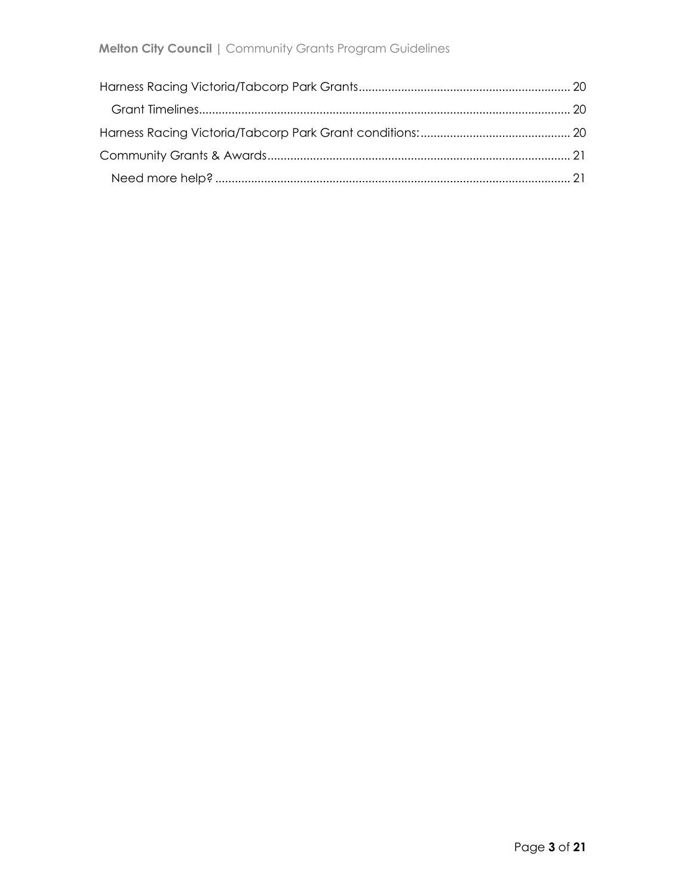Harness Racing Victoria/Tabcorp Park Grants ........................................................... 20

- Grant Timelines ........................................................................................................... 20

Harness Racing Victoria/Tabcorp Park Grant conditions: ............................................ 20

Community Grants & Awards ........................................................................................ 21

- Need more help? ......................................................................................................... 21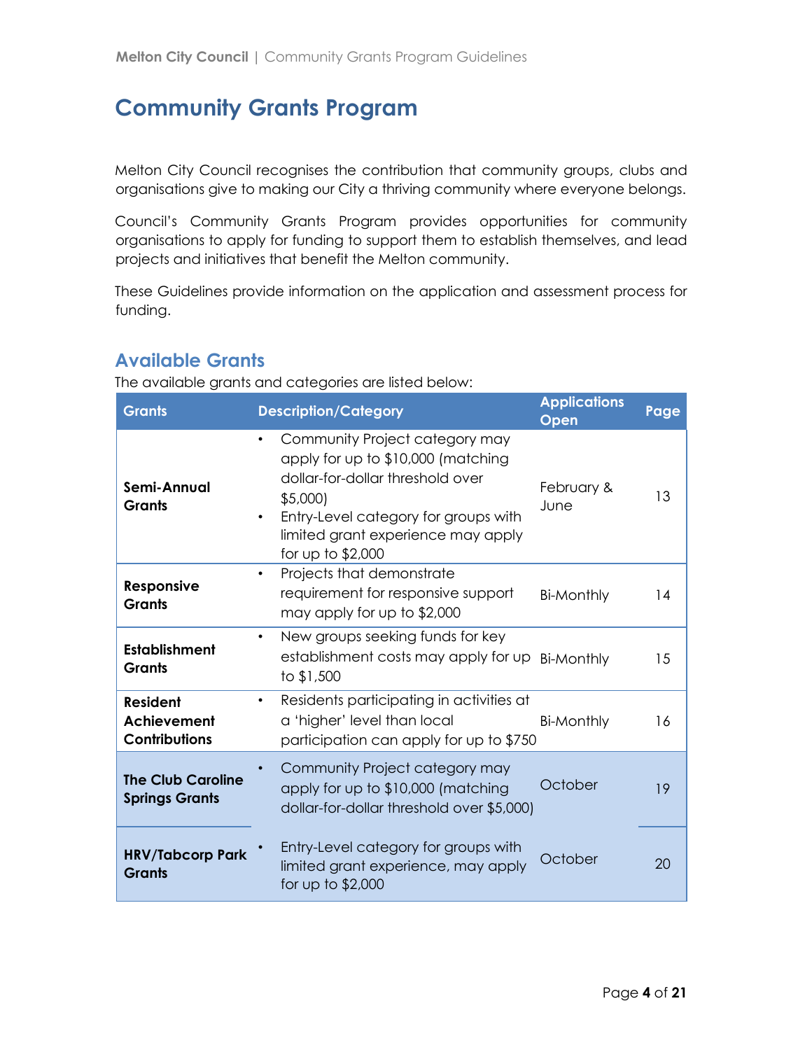# Community Grants Program

Melton City Council recognises the contribution that community groups, clubs and organisations give to making our City a thriving community where everyone belongs.

Council's Community Grants Program provides opportunities for community organisations to apply for funding to support them to establish themselves, and lead projects and initiatives that benefit the Melton community.

These Guidelines provide information on the application and assessment process for funding.

## Available Grants

The available grants and categories are listed below:

| Grants | Description/Category | Applications Open | Page |
|---|---|---|---|
| **Semi-Annual Grants** | • Community Project category may apply for up to $10,000 (matching dollar-for-dollar threshold over $5,000)<br>• Entry-Level category for groups with limited grant experience may apply for up to $2,000 | February & June | 13 |
| **Responsive Grants** | • Projects that demonstrate requirement for responsive support may apply for up to $2,000 | Bi-Monthly | 14 |
| **Establishment Grants** | • New groups seeking funds for key establishment costs may apply for up to $1,500 | Bi-Monthly | 15 |
| **Resident Achievement Contributions** | • Residents participating in activities at a 'higher' level than local participation can apply for up to $750 | Bi-Monthly | 16 |
| **The Club Caroline Springs Grants** | • Community Project category may apply for up to $10,000 (matching dollar-for-dollar threshold over $5,000) | October | 19 |
| **HRV/Tabcorp Park Grants** | • Entry-Level category for groups with limited grant experience, may apply for up to $2,000 | October | 20 |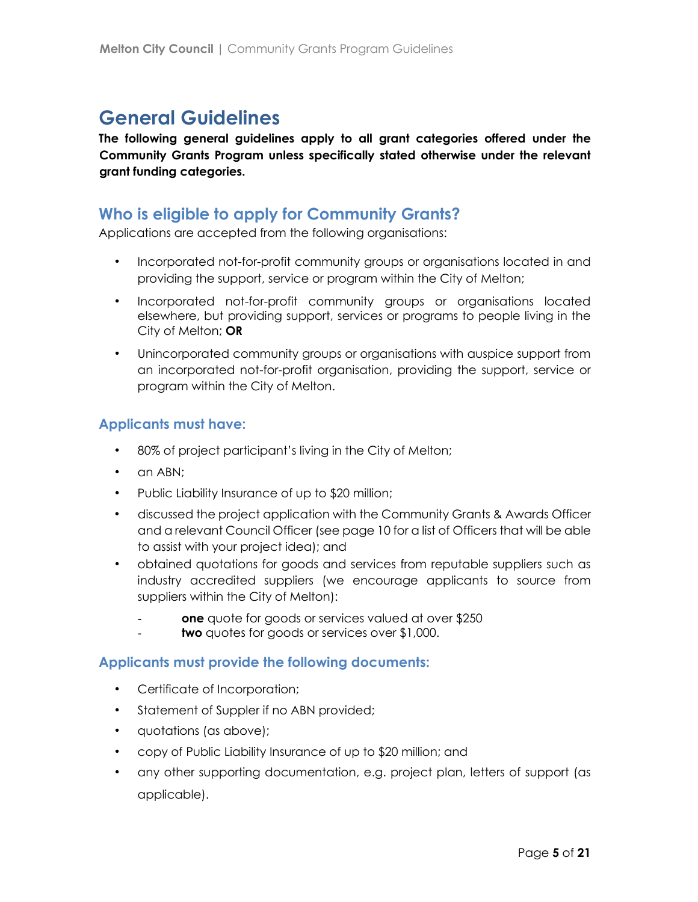# General Guidelines

**The following general guidelines apply to all grant categories offered under the Community Grants Program unless specifically stated otherwise under the relevant grant funding categories.**

## Who is eligible to apply for Community Grants?

Applications are accepted from the following organisations:

- Incorporated not-for-profit community groups or organisations located in and providing the support, service or program within the City of Melton;
- Incorporated not-for-profit community groups or organisations located elsewhere, but providing support, services or programs to people living in the City of Melton; **OR**
- Unincorporated community groups or organisations with auspice support from an incorporated not-for-profit organisation, providing the support, service or program within the City of Melton.

### Applicants must have:

- 80% of project participant's living in the City of Melton;
- an ABN;
- Public Liability Insurance of up to $20 million;
- discussed the project application with the Community Grants & Awards Officer and a relevant Council Officer (see page 10 for a list of Officers that will be able to assist with your project idea); and
- obtained quotations for goods and services from reputable suppliers such as industry accredited suppliers (we encourage applicants to source from suppliers within the City of Melton):
  - **one** quote for goods or services valued at over $250
  - **two** quotes for goods or services over $1,000.

### Applicants must provide the following documents:

- Certificate of Incorporation;
- Statement of Suppler if no ABN provided;
- quotations (as above);
- copy of Public Liability Insurance of up to $20 million; and
- any other supporting documentation, e.g. project plan, letters of support (as applicable).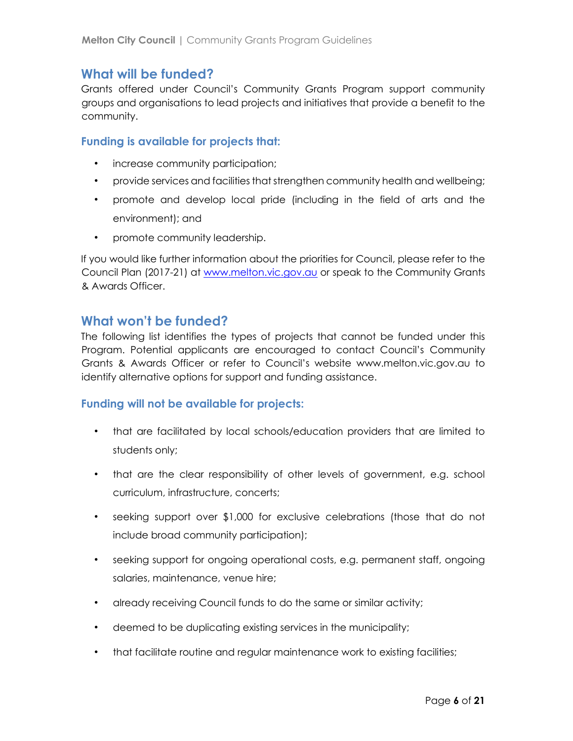## What will be funded?

Grants offered under Council's Community Grants Program support community groups and organisations to lead projects and initiatives that provide a benefit to the community.

### Funding is available for projects that:

- increase community participation;
- provide services and facilities that strengthen community health and wellbeing;
- promote and develop local pride (including in the field of arts and the environment); and
- promote community leadership.

If you would like further information about the priorities for Council, please refer to the Council Plan (2017-21) at [www.melton.vic.gov.au](http://www.melton.vic.gov.au) or speak to the Community Grants & Awards Officer.

## What won't be funded?

The following list identifies the types of projects that cannot be funded under this Program. Potential applicants are encouraged to contact Council's Community Grants & Awards Officer or refer to Council's website www.melton.vic.gov.au to identify alternative options for support and funding assistance.

### Funding will not be available for projects:

- that are facilitated by local schools/education providers that are limited to students only;
- that are the clear responsibility of other levels of government, e.g. school curriculum, infrastructure, concerts;
- seeking support over $1,000 for exclusive celebrations (those that do not include broad community participation);
- seeking support for ongoing operational costs, e.g. permanent staff, ongoing salaries, maintenance, venue hire;
- already receiving Council funds to do the same or similar activity;
- deemed to be duplicating existing services in the municipality;
- that facilitate routine and regular maintenance work to existing facilities;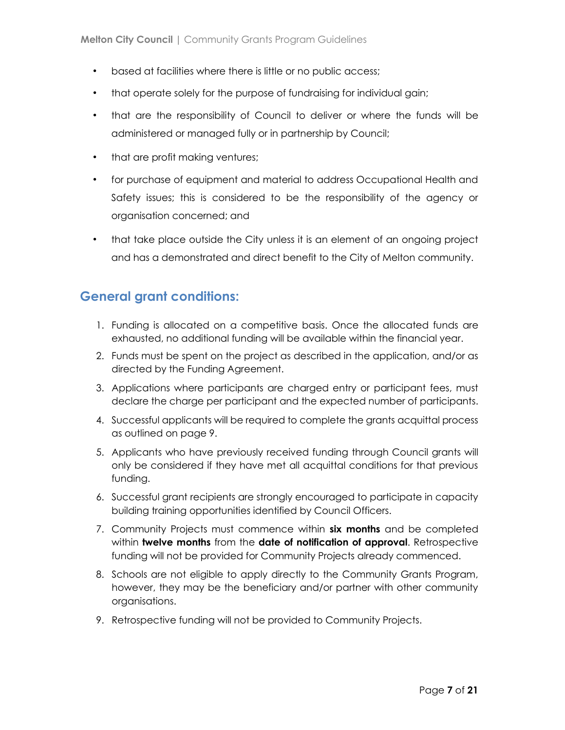- based at facilities where there is little or no public access;
- that operate solely for the purpose of fundraising for individual gain;
- that are the responsibility of Council to deliver or where the funds will be administered or managed fully or in partnership by Council;
- that are profit making ventures;
- for purchase of equipment and material to address Occupational Health and Safety issues; this is considered to be the responsibility of the agency or organisation concerned; and
- that take place outside the City unless it is an element of an ongoing project and has a demonstrated and direct benefit to the City of Melton community.

## General grant conditions:

1. Funding is allocated on a competitive basis. Once the allocated funds are exhausted, no additional funding will be available within the financial year.
2. Funds must be spent on the project as described in the application, and/or as directed by the Funding Agreement.
3. Applications where participants are charged entry or participant fees, must declare the charge per participant and the expected number of participants.
4. Successful applicants will be required to complete the grants acquittal process as outlined on page 9.
5. Applicants who have previously received funding through Council grants will only be considered if they have met all acquittal conditions for that previous funding.
6. Successful grant recipients are strongly encouraged to participate in capacity building training opportunities identified by Council Officers.
7. Community Projects must commence within **six months** and be completed within **twelve months** from the **date of notification of approval**. Retrospective funding will not be provided for Community Projects already commenced.
8. Schools are not eligible to apply directly to the Community Grants Program, however, they may be the beneficiary and/or partner with other community organisations.
9. Retrospective funding will not be provided to Community Projects.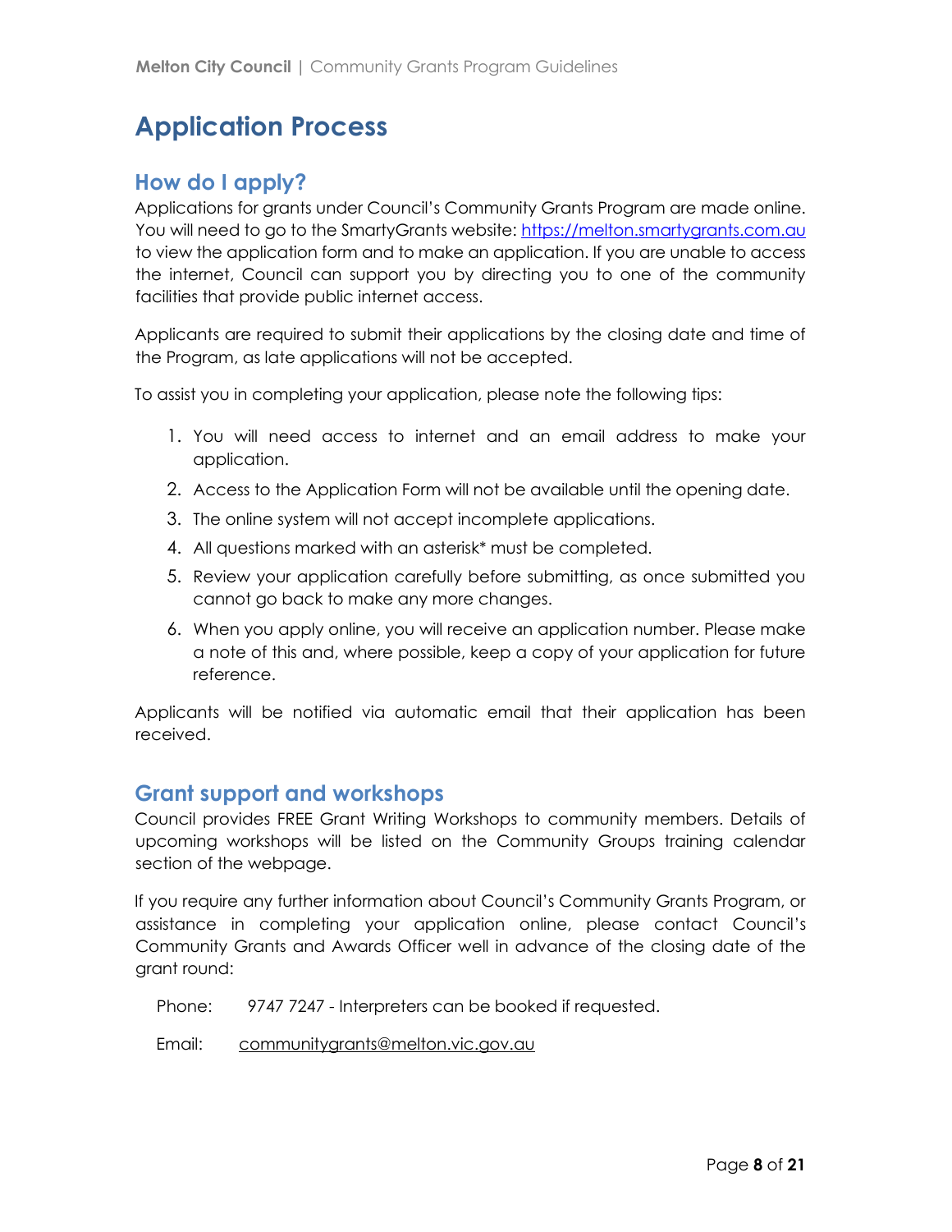# Application Process

## How do I apply?

Applications for grants under Council's Community Grants Program are made online. You will need to go to the SmartyGrants website: https://melton.smartygrants.com.au to view the application form and to make an application. If you are unable to access the internet, Council can support you by directing you to one of the community facilities that provide public internet access.

Applicants are required to submit their applications by the closing date and time of the Program, as late applications will not be accepted.

To assist you in completing your application, please note the following tips:

1. You will need access to internet and an email address to make your application.
2. Access to the Application Form will not be available until the opening date.
3. The online system will not accept incomplete applications.
4. All questions marked with an asterisk* must be completed.
5. Review your application carefully before submitting, as once submitted you cannot go back to make any more changes.
6. When you apply online, you will receive an application number. Please make a note of this and, where possible, keep a copy of your application for future reference.

Applicants will be notified via automatic email that their application has been received.

## Grant support and workshops

Council provides FREE Grant Writing Workshops to community members. Details of upcoming workshops will be listed on the Community Groups training calendar section of the webpage.

If you require any further information about Council's Community Grants Program, or assistance in completing your application online, please contact Council's Community Grants and Awards Officer well in advance of the closing date of the grant round:

Phone: 9747 7247 - Interpreters can be booked if requested.

Email: communitygrants@melton.vic.gov.au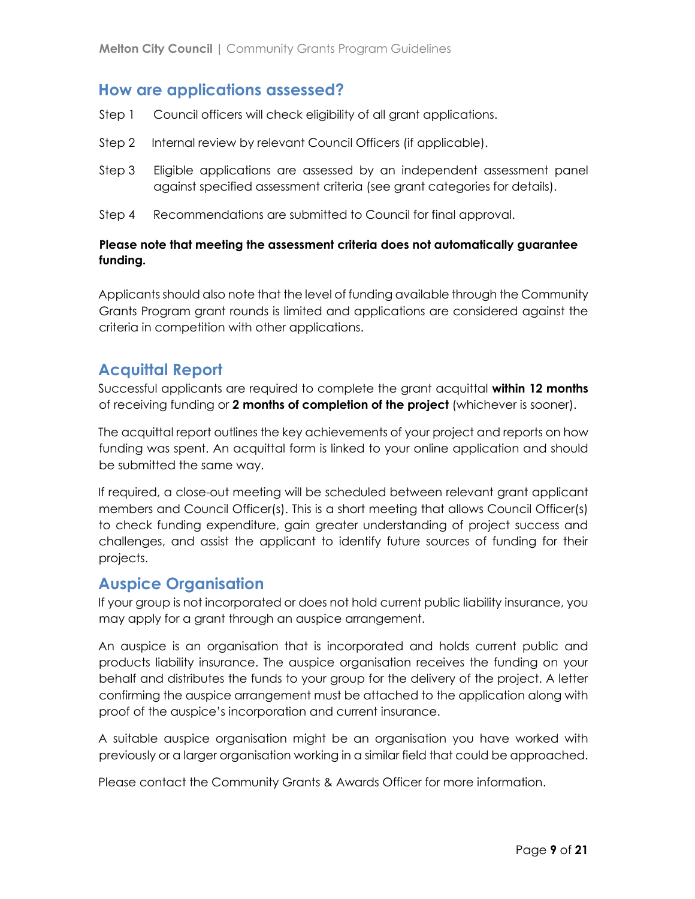## How are applications assessed?

Step 1 Council officers will check eligibility of all grant applications.

Step 2 Internal review by relevant Council Officers (if applicable).

Step 3 Eligible applications are assessed by an independent assessment panel against specified assessment criteria (see grant categories for details).

Step 4 Recommendations are submitted to Council for final approval.

**Please note that meeting the assessment criteria does not automatically guarantee funding.**

Applicants should also note that the level of funding available through the Community Grants Program grant rounds is limited and applications are considered against the criteria in competition with other applications.

## Acquittal Report

Successful applicants are required to complete the grant acquittal **within 12 months** of receiving funding or **2 months of completion of the project** (whichever is sooner).

The acquittal report outlines the key achievements of your project and reports on how funding was spent. An acquittal form is linked to your online application and should be submitted the same way.

If required, a close-out meeting will be scheduled between relevant grant applicant members and Council Officer(s). This is a short meeting that allows Council Officer(s) to check funding expenditure, gain greater understanding of project success and challenges, and assist the applicant to identify future sources of funding for their projects.

## Auspice Organisation

If your group is not incorporated or does not hold current public liability insurance, you may apply for a grant through an auspice arrangement.

An auspice is an organisation that is incorporated and holds current public and products liability insurance. The auspice organisation receives the funding on your behalf and distributes the funds to your group for the delivery of the project. A letter confirming the auspice arrangement must be attached to the application along with proof of the auspice's incorporation and current insurance.

A suitable auspice organisation might be an organisation you have worked with previously or a larger organisation working in a similar field that could be approached.

Please contact the Community Grants & Awards Officer for more information.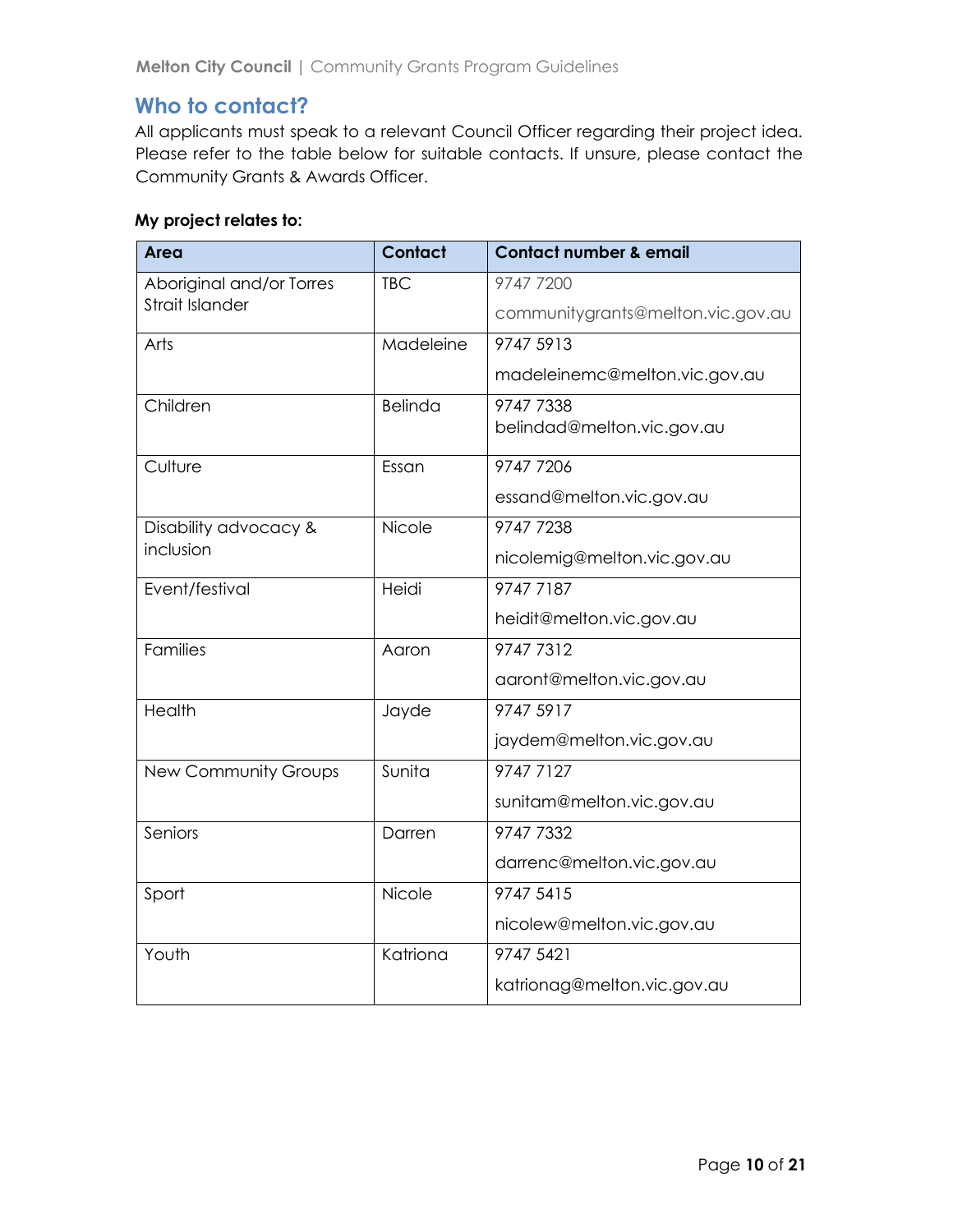## Who to contact?

All applicants must speak to a relevant Council Officer regarding their project idea. Please refer to the table below for suitable contacts. If unsure, please contact the Community Grants & Awards Officer.

**My project relates to:**

| Area | Contact | Contact number & email |
|---|---|---|
| Aboriginal and/or Torres Strait Islander | TBC | 9747 7200<br>communitygrants@melton.vic.gov.au |
| Arts | Madeleine | 9747 5913<br>madeleinemc@melton.vic.gov.au |
| Children | Belinda | 9747 7338<br>belindad@melton.vic.gov.au |
| Culture | Essan | 9747 7206<br>essand@melton.vic.gov.au |
| Disability advocacy & inclusion | Nicole | 9747 7238<br>nicolemig@melton.vic.gov.au |
| Event/festival | Heidi | 9747 7187<br>heidit@melton.vic.gov.au |
| Families | Aaron | 9747 7312<br>aaront@melton.vic.gov.au |
| Health | Jayde | 9747 5917<br>jaydem@melton.vic.gov.au |
| New Community Groups | Sunita | 9747 7127<br>sunitam@melton.vic.gov.au |
| Seniors | Darren | 9747 7332<br>darrenc@melton.vic.gov.au |
| Sport | Nicole | 9747 5415<br>nicolew@melton.vic.gov.au |
| Youth | Katriona | 9747 5421<br>katrionag@melton.vic.gov.au |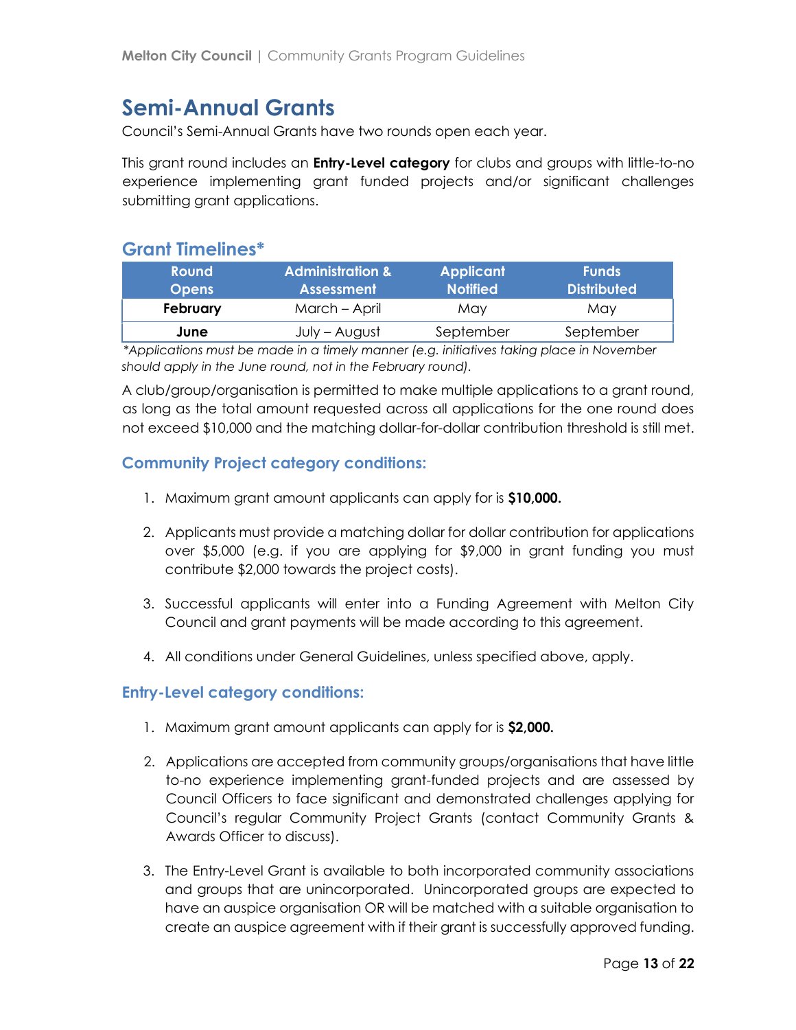# Semi-Annual Grants

Council's Semi-Annual Grants have two rounds open each year.

This grant round includes an **Entry-Level category** for clubs and groups with little-to-no experience implementing grant funded projects and/or significant challenges submitting grant applications.

## Grant Timelines*

| Round Opens | Administration & Assessment | Applicant Notified | Funds Distributed |
|---|---|---|---|
| **February** | March – April | May | May |
| **June** | July – August | September | September |

*\*Applications must be made in a timely manner (e.g. initiatives taking place in November should apply in the June round, not in the February round).*

A club/group/organisation is permitted to make multiple applications to a grant round, as long as the total amount requested across all applications for the one round does not exceed $10,000 and the matching dollar-for-dollar contribution threshold is still met.

### Community Project category conditions:

1. Maximum grant amount applicants can apply for is **$10,000.**
2. Applicants must provide a matching dollar for dollar contribution for applications over $5,000 (e.g. if you are applying for $9,000 in grant funding you must contribute $2,000 towards the project costs).
3. Successful applicants will enter into a Funding Agreement with Melton City Council and grant payments will be made according to this agreement.
4. All conditions under General Guidelines, unless specified above, apply.

### Entry-Level category conditions:

1. Maximum grant amount applicants can apply for is **$2,000.**
2. Applications are accepted from community groups/organisations that have little to-no experience implementing grant-funded projects and are assessed by Council Officers to face significant and demonstrated challenges applying for Council's regular Community Project Grants (contact Community Grants & Awards Officer to discuss).
3. The Entry-Level Grant is available to both incorporated community associations and groups that are unincorporated. Unincorporated groups are expected to have an auspice organisation OR will be matched with a suitable organisation to create an auspice agreement with if their grant is successfully approved funding.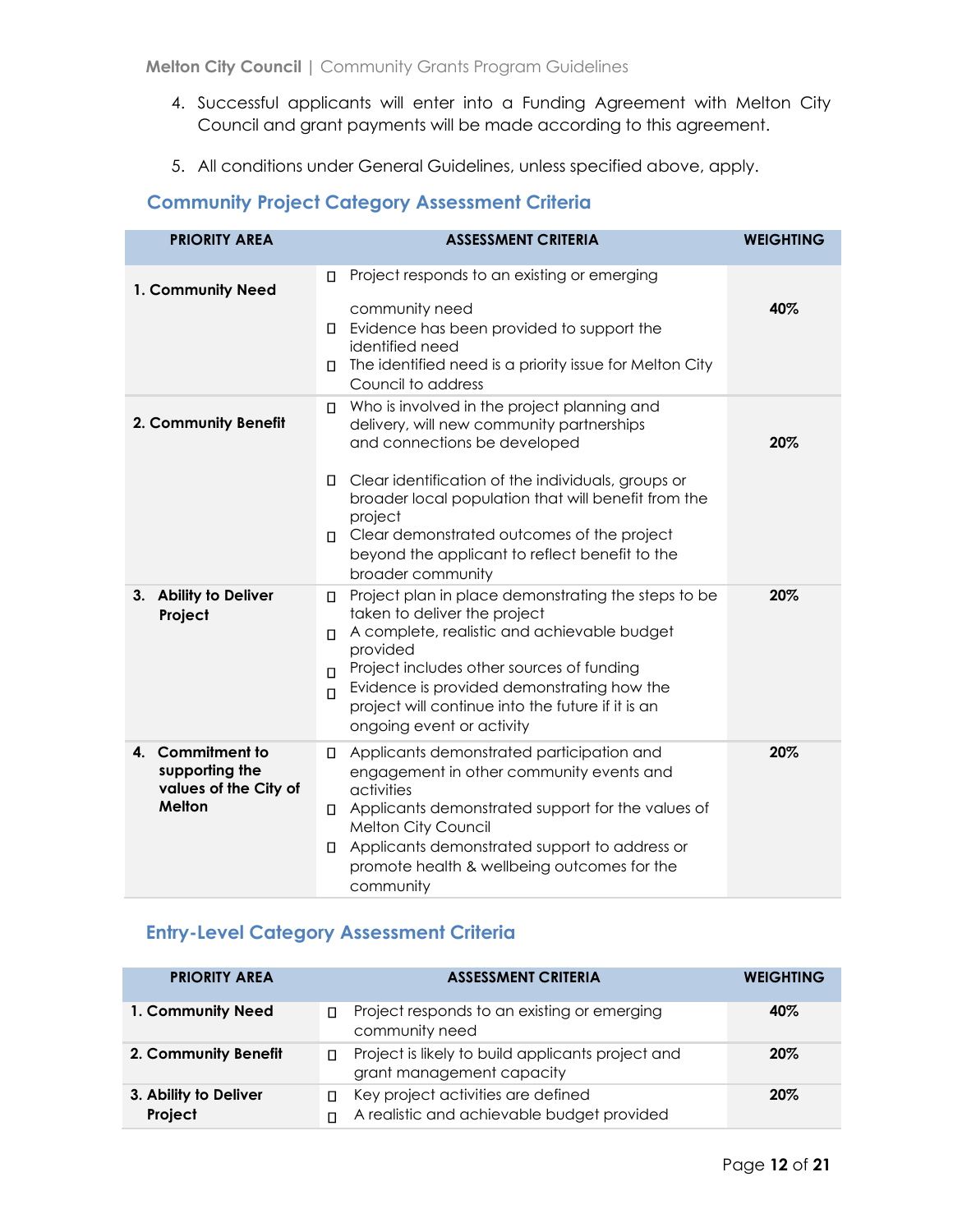4. Successful applicants will enter into a Funding Agreement with Melton City Council and grant payments will be made according to this agreement.
5. All conditions under General Guidelines, unless specified above, apply.

## Community Project Category Assessment Criteria

| PRIORITY AREA | ASSESSMENT CRITERIA | WEIGHTING |
|---|---|---|
| 1. Community Need | ▯ Project responds to an existing or emerging community need<br>▯ Evidence has been provided to support the identified need<br>▯ The identified need is a priority issue for Melton City Council to address | 40% |
| 2. Community Benefit | ▯ Who is involved in the project planning and delivery, will new community partnerships and connections be developed<br>▯ Clear identification of the individuals, groups or broader local population that will benefit from the project<br>▯ Clear demonstrated outcomes of the project beyond the applicant to reflect benefit to the broader community | 20% |
| 3. Ability to Deliver Project | ▯ Project plan in place demonstrating the steps to be taken to deliver the project<br>▯ A complete, realistic and achievable budget provided<br>▯ Project includes other sources of funding<br>▯ Evidence is provided demonstrating how the project will continue into the future if it is an ongoing event or activity | 20% |
| 4. Commitment to supporting the values of the City of Melton | ▯ Applicants demonstrated participation and engagement in other community events and activities<br>▯ Applicants demonstrated support for the values of Melton City Council<br>▯ Applicants demonstrated support to address or promote health & wellbeing outcomes for the community | 20% |

## Entry-Level Category Assessment Criteria

| PRIORITY AREA | ASSESSMENT CRITERIA | WEIGHTING |
|---|---|---|
| 1. Community Need | ▯ Project responds to an existing or emerging community need | 40% |
| 2. Community Benefit | ▯ Project is likely to build applicants project and grant management capacity | 20% |
| 3. Ability to Deliver Project | ▯ Key project activities are defined<br>▯ A realistic and achievable budget provided | 20% |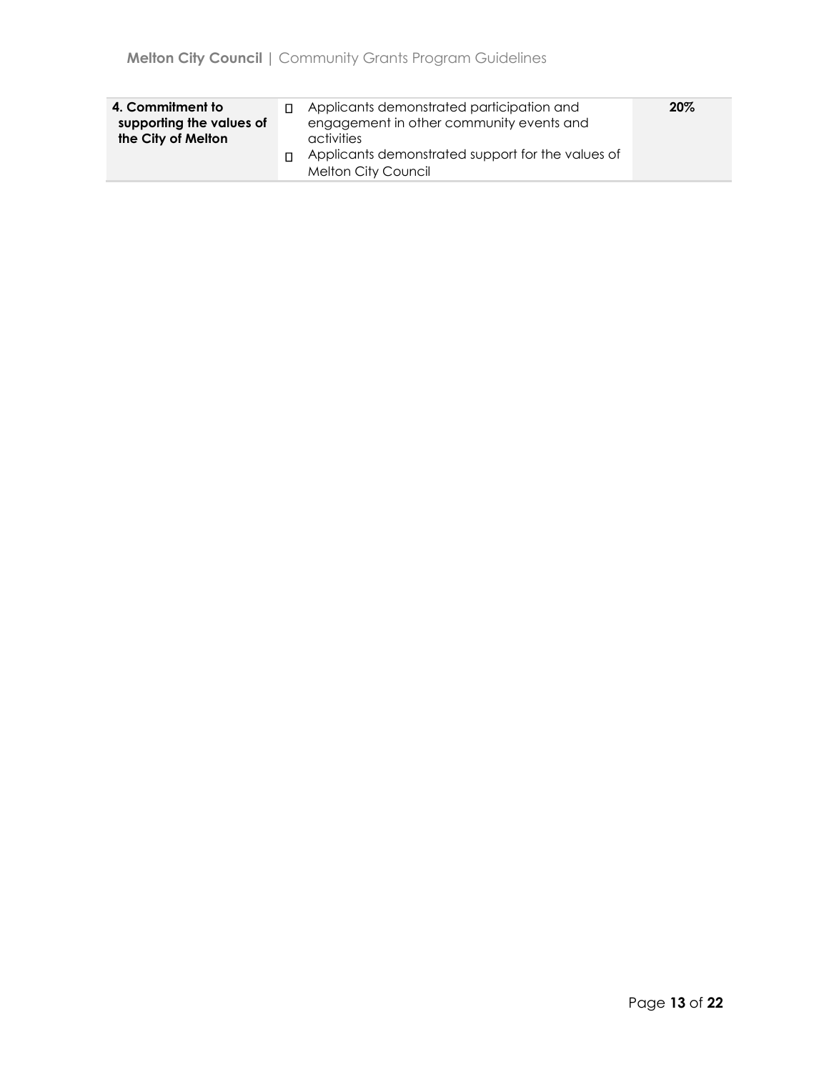| | | |
|---|---|---|
| **4. Commitment to supporting the values of the City of Melton** | - Applicants demonstrated participation and engagement in other community events and activities<br>- Applicants demonstrated support for the values of Melton City Council | **20%** |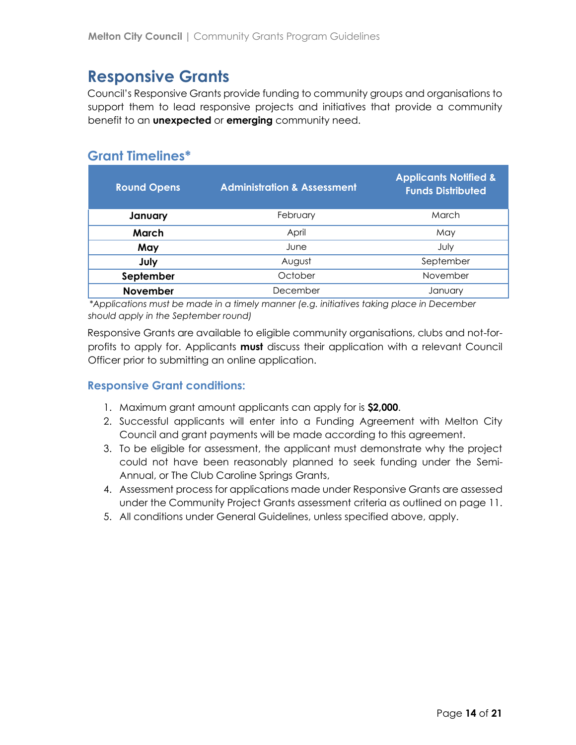## Responsive Grants

Council's Responsive Grants provide funding to community groups and organisations to support them to lead responsive projects and initiatives that provide a community benefit to an **unexpected** or **emerging** community need.

### Grant Timelines*

| Round Opens | Administration & Assessment | Applicants Notified & Funds Distributed |
|---|---|---|
| **January** | February | March |
| **March** | April | May |
| **May** | June | July |
| **July** | August | September |
| **September** | October | November |
| **November** | December | January |

*\*Applications must be made in a timely manner (e.g. initiatives taking place in December should apply in the September round)*

Responsive Grants are available to eligible community organisations, clubs and not-for-profits to apply for. Applicants **must** discuss their application with a relevant Council Officer prior to submitting an online application.

#### Responsive Grant conditions:

1. Maximum grant amount applicants can apply for is **$2,000**.
2. Successful applicants will enter into a Funding Agreement with Melton City Council and grant payments will be made according to this agreement.
3. To be eligible for assessment, the applicant must demonstrate why the project could not have been reasonably planned to seek funding under the Semi-Annual, or The Club Caroline Springs Grants,
4. Assessment process for applications made under Responsive Grants are assessed under the Community Project Grants assessment criteria as outlined on page 11.
5. All conditions under General Guidelines, unless specified above, apply.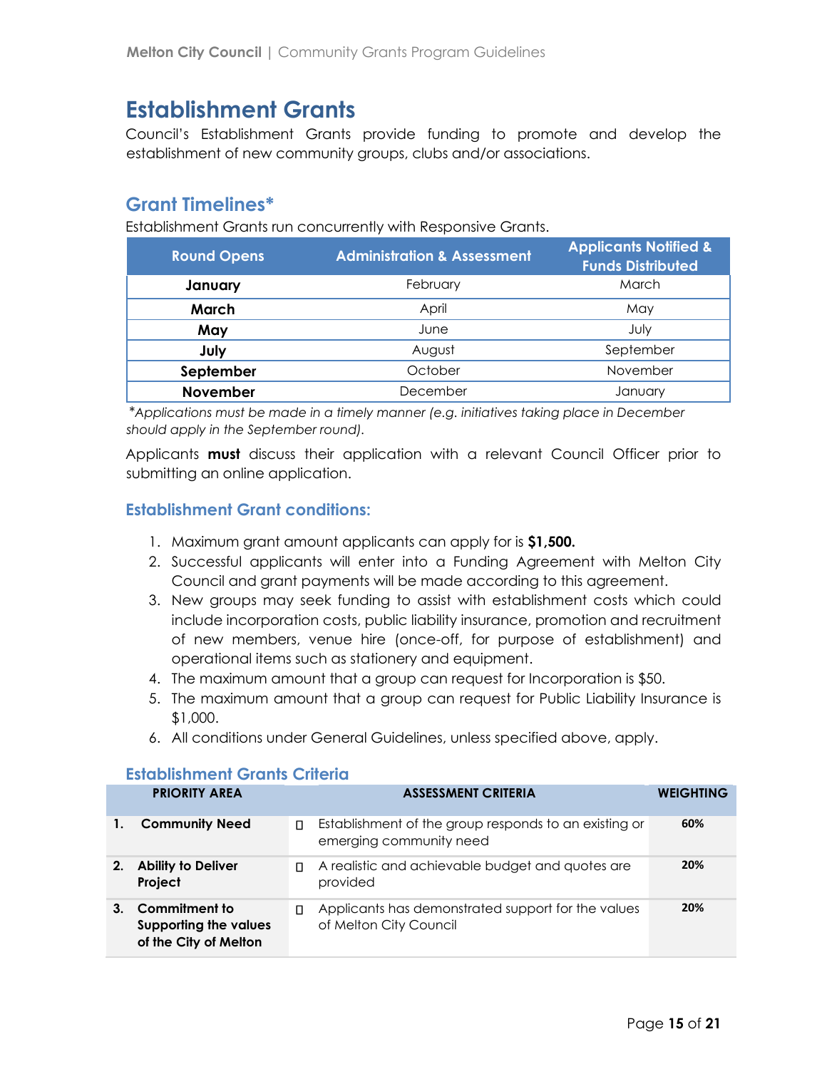# Establishment Grants

Council's Establishment Grants provide funding to promote and develop the establishment of new community groups, clubs and/or associations.

## Grant Timelines*

Establishment Grants run concurrently with Responsive Grants.

| Round Opens | Administration & Assessment | Applicants Notified & Funds Distributed |
|---|---|---|
| **January** | February | March |
| **March** | April | May |
| **May** | June | July |
| **July** | August | September |
| **September** | October | November |
| **November** | December | January |

*\*Applications must be made in a timely manner (e.g. initiatives taking place in December should apply in the September round).*

Applicants **must** discuss their application with a relevant Council Officer prior to submitting an online application.

### Establishment Grant conditions:

1. Maximum grant amount applicants can apply for is **$1,500.**
2. Successful applicants will enter into a Funding Agreement with Melton City Council and grant payments will be made according to this agreement.
3. New groups may seek funding to assist with establishment costs which could include incorporation costs, public liability insurance, promotion and recruitment of new members, venue hire (once-off, for purpose of establishment) and operational items such as stationery and equipment.
4. The maximum amount that a group can request for Incorporation is $50.
5. The maximum amount that a group can request for Public Liability Insurance is $1,000.
6. All conditions under General Guidelines, unless specified above, apply.

### Establishment Grants Criteria

| PRIORITY AREA | ASSESSMENT CRITERIA | WEIGHTING |
|---|---|---|
| **1. Community Need** | Establishment of the group responds to an existing or emerging community need | **60%** |
| **2. Ability to Deliver Project** | A realistic and achievable budget and quotes are provided | **20%** |
| **3. Commitment to Supporting the values of the City of Melton** | Applicants has demonstrated support for the values of Melton City Council | **20%** |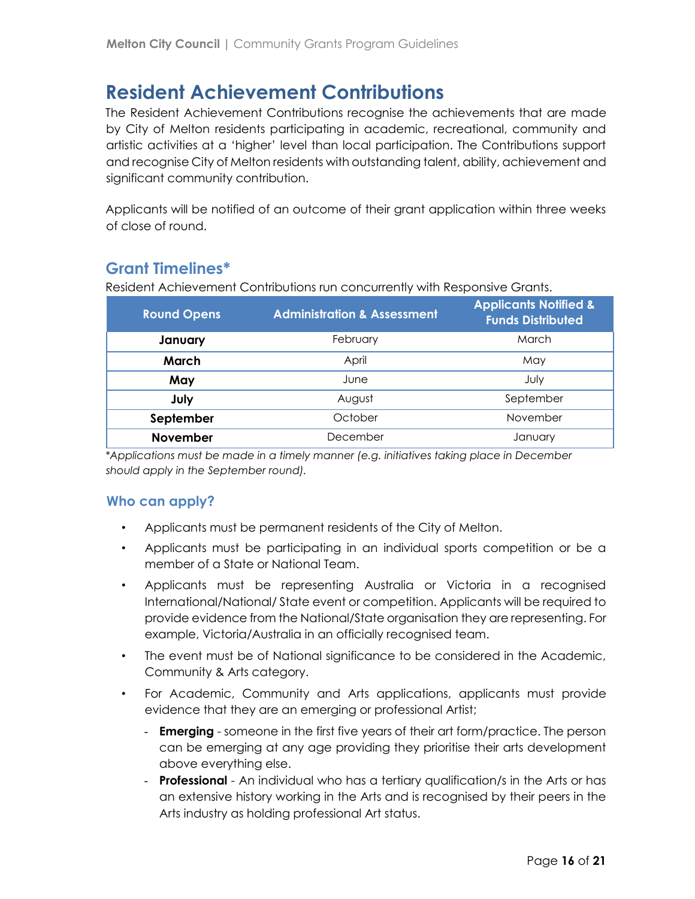# Resident Achievement Contributions

The Resident Achievement Contributions recognise the achievements that are made by City of Melton residents participating in academic, recreational, community and artistic activities at a 'higher' level than local participation. The Contributions support and recognise City of Melton residents with outstanding talent, ability, achievement and significant community contribution.

Applicants will be notified of an outcome of their grant application within three weeks of close of round.

## Grant Timelines*

Resident Achievement Contributions run concurrently with Responsive Grants.

| Round Opens | Administration & Assessment | Applicants Notified & Funds Distributed |
|---|---|---|
| **January** | February | March |
| **March** | April | May |
| **May** | June | July |
| **July** | August | September |
| **September** | October | November |
| **November** | December | January |

**Applications must be made in a timely manner (e.g. initiatives taking place in December should apply in the September round).*

### Who can apply?

- Applicants must be permanent residents of the City of Melton.
- Applicants must be participating in an individual sports competition or be a member of a State or National Team.
- Applicants must be representing Australia or Victoria in a recognised International/National/ State event or competition. Applicants will be required to provide evidence from the National/State organisation they are representing. For example, Victoria/Australia in an officially recognised team.
- The event must be of National significance to be considered in the Academic, Community & Arts category.
- For Academic, Community and Arts applications, applicants must provide evidence that they are an emerging or professional Artist;
  - **Emerging** - someone in the first five years of their art form/practice. The person can be emerging at any age providing they prioritise their arts development above everything else.
  - **Professional** - An individual who has a tertiary qualification/s in the Arts or has an extensive history working in the Arts and is recognised by their peers in the Arts industry as holding professional Art status.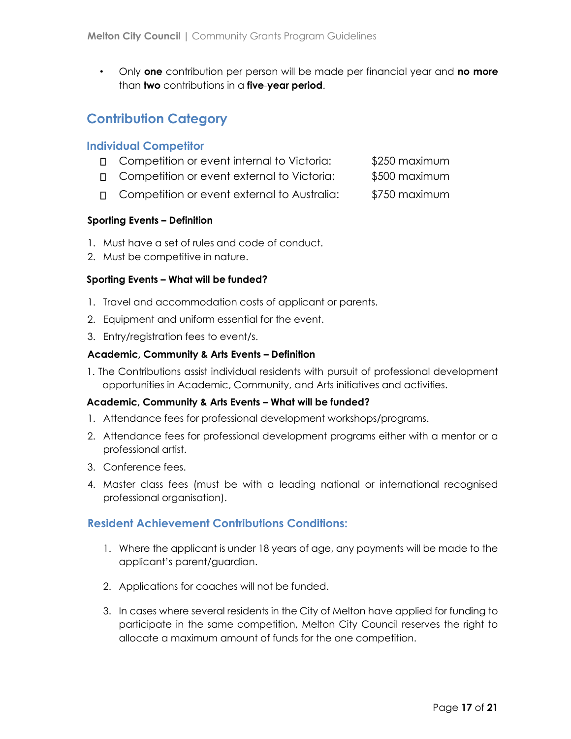- Only **one** contribution per person will be made per financial year and **no more** than **two** contributions in a **five-year period**.

## Contribution Category

### Individual Competitor

- Competition or event internal to Victoria: $250 maximum
- Competition or event external to Victoria: $500 maximum
- Competition or event external to Australia: $750 maximum

**Sporting Events – Definition**

1. Must have a set of rules and code of conduct.
2. Must be competitive in nature.

**Sporting Events – What will be funded?**

1. Travel and accommodation costs of applicant or parents.
2. Equipment and uniform essential for the event.
3. Entry/registration fees to event/s.

**Academic, Community & Arts Events – Definition**

1. The Contributions assist individual residents with pursuit of professional development opportunities in Academic, Community, and Arts initiatives and activities.

**Academic, Community & Arts Events – What will be funded?**

1. Attendance fees for professional development workshops/programs.
2. Attendance fees for professional development programs either with a mentor or a professional artist.
3. Conference fees.
4. Master class fees (must be with a leading national or international recognised professional organisation).

### Resident Achievement Contributions Conditions:

1. Where the applicant is under 18 years of age, any payments will be made to the applicant's parent/guardian.
2. Applications for coaches will not be funded.
3. In cases where several residents in the City of Melton have applied for funding to participate in the same competition, Melton City Council reserves the right to allocate a maximum amount of funds for the one competition.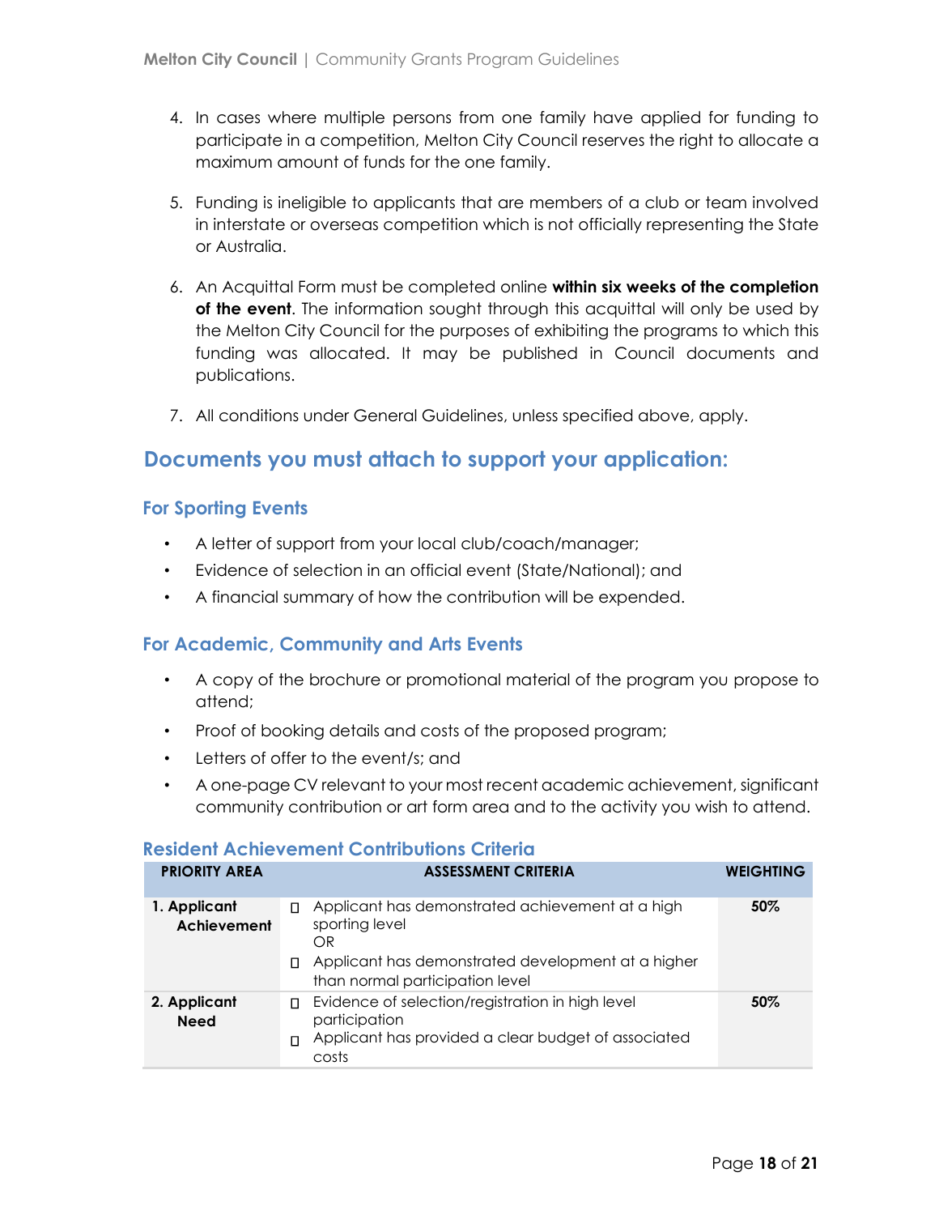4. In cases where multiple persons from one family have applied for funding to participate in a competition, Melton City Council reserves the right to allocate a maximum amount of funds for the one family.

5. Funding is ineligible to applicants that are members of a club or team involved in interstate or overseas competition which is not officially representing the State or Australia.

6. An Acquittal Form must be completed online **within six weeks of the completion of the event**. The information sought through this acquittal will only be used by the Melton City Council for the purposes of exhibiting the programs to which this funding was allocated. It may be published in Council documents and publications.

7. All conditions under General Guidelines, unless specified above, apply.

## Documents you must attach to support your application:

### For Sporting Events

- A letter of support from your local club/coach/manager;
- Evidence of selection in an official event (State/National); and
- A financial summary of how the contribution will be expended.

### For Academic, Community and Arts Events

- A copy of the brochure or promotional material of the program you propose to attend;
- Proof of booking details and costs of the proposed program;
- Letters of offer to the event/s; and
- A one-page CV relevant to your most recent academic achievement, significant community contribution or art form area and to the activity you wish to attend.

### Resident Achievement Contributions Criteria

| PRIORITY AREA | ASSESSMENT CRITERIA | WEIGHTING |
|---|---|---|
| **1. Applicant Achievement** | ▯ Applicant has demonstrated achievement at a high sporting level<br>OR<br>▯ Applicant has demonstrated development at a higher than normal participation level | **50%** |
| **2. Applicant Need** | ▯ Evidence of selection/registration in high level participation<br>▯ Applicant has provided a clear budget of associated costs | **50%** |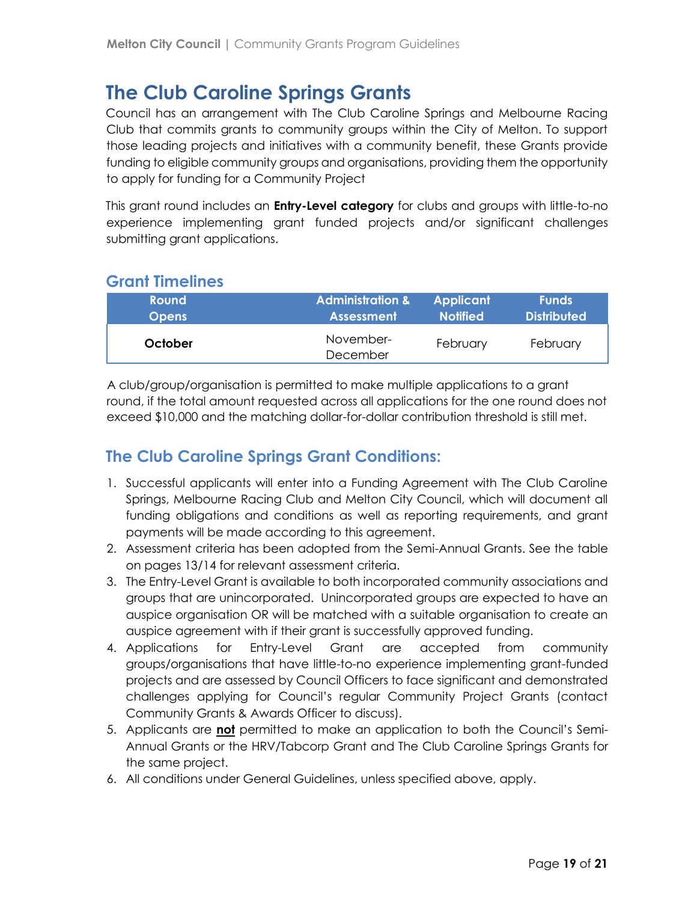# The Club Caroline Springs Grants

Council has an arrangement with The Club Caroline Springs and Melbourne Racing Club that commits grants to community groups within the City of Melton. To support those leading projects and initiatives with a community benefit, these Grants provide funding to eligible community groups and organisations, providing them the opportunity to apply for funding for a Community Project

This grant round includes an **Entry-Level category** for clubs and groups with little-to-no experience implementing grant funded projects and/or significant challenges submitting grant applications.

## Grant Timelines

| Round Opens | Administration & Assessment | Applicant Notified | Funds Distributed |
|---|---|---|---|
| **October** | November-December | February | February |

A club/group/organisation is permitted to make multiple applications to a grant round, if the total amount requested across all applications for the one round does not exceed $10,000 and the matching dollar-for-dollar contribution threshold is still met.

## The Club Caroline Springs Grant Conditions:

1. Successful applicants will enter into a Funding Agreement with The Club Caroline Springs, Melbourne Racing Club and Melton City Council, which will document all funding obligations and conditions as well as reporting requirements, and grant payments will be made according to this agreement.
2. Assessment criteria has been adopted from the Semi-Annual Grants. See the table on pages 13/14 for relevant assessment criteria.
3. The Entry-Level Grant is available to both incorporated community associations and groups that are unincorporated. Unincorporated groups are expected to have an auspice organisation OR will be matched with a suitable organisation to create an auspice agreement with if their grant is successfully approved funding.
4. Applications for Entry-Level Grant are accepted from community groups/organisations that have little-to-no experience implementing grant-funded projects and are assessed by Council Officers to face significant and demonstrated challenges applying for Council's regular Community Project Grants (contact Community Grants & Awards Officer to discuss).
5. Applicants are **not** permitted to make an application to both the Council's Semi-Annual Grants or the HRV/Tabcorp Grant and The Club Caroline Springs Grants for the same project.
6. All conditions under General Guidelines, unless specified above, apply.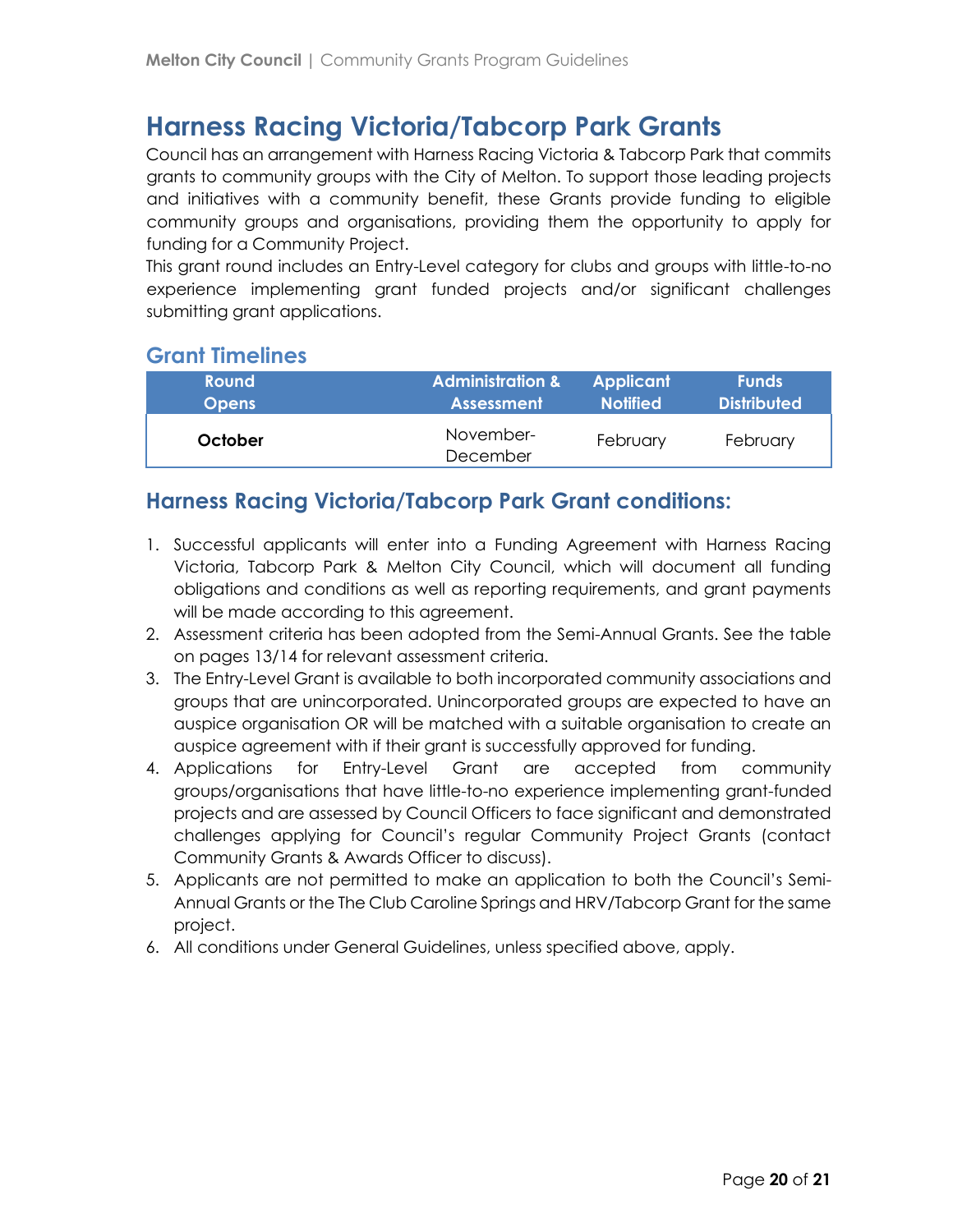# Harness Racing Victoria/Tabcorp Park Grants

Council has an arrangement with Harness Racing Victoria & Tabcorp Park that commits grants to community groups with the City of Melton. To support those leading projects and initiatives with a community benefit, these Grants provide funding to eligible community groups and organisations, providing them the opportunity to apply for funding for a Community Project.

This grant round includes an Entry-Level category for clubs and groups with little-to-no experience implementing grant funded projects and/or significant challenges submitting grant applications.

## Grant Timelines

| Round Opens | Administration & Assessment | Applicant Notified | Funds Distributed |
|---|---|---|---|
| **October** | November-December | February | February |

## Harness Racing Victoria/Tabcorp Park Grant conditions:

1. Successful applicants will enter into a Funding Agreement with Harness Racing Victoria, Tabcorp Park & Melton City Council, which will document all funding obligations and conditions as well as reporting requirements, and grant payments will be made according to this agreement.
2. Assessment criteria has been adopted from the Semi-Annual Grants. See the table on pages 13/14 for relevant assessment criteria.
3. The Entry-Level Grant is available to both incorporated community associations and groups that are unincorporated. Unincorporated groups are expected to have an auspice organisation OR will be matched with a suitable organisation to create an auspice agreement with if their grant is successfully approved for funding.
4. Applications for Entry-Level Grant are accepted from community groups/organisations that have little-to-no experience implementing grant-funded projects and are assessed by Council Officers to face significant and demonstrated challenges applying for Council's regular Community Project Grants (contact Community Grants & Awards Officer to discuss).
5. Applicants are not permitted to make an application to both the Council's Semi-Annual Grants or the The Club Caroline Springs and HRV/Tabcorp Grant for the same project.
6. All conditions under General Guidelines, unless specified above, apply.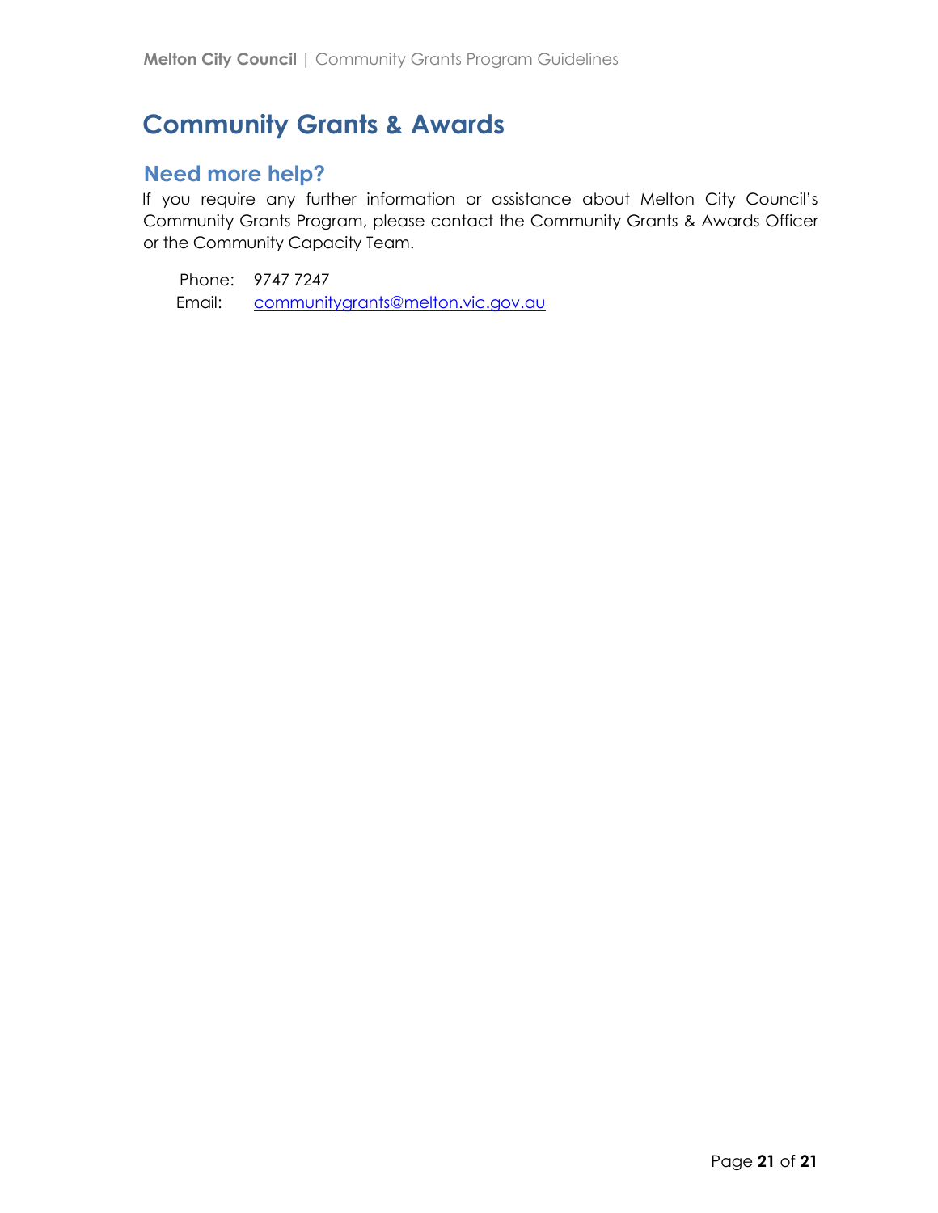# Community Grants & Awards

## Need more help?

If you require any further information or assistance about Melton City Council's Community Grants Program, please contact the Community Grants & Awards Officer or the Community Capacity Team.

Phone: 9747 7247
Email: communitygrants@melton.vic.gov.au